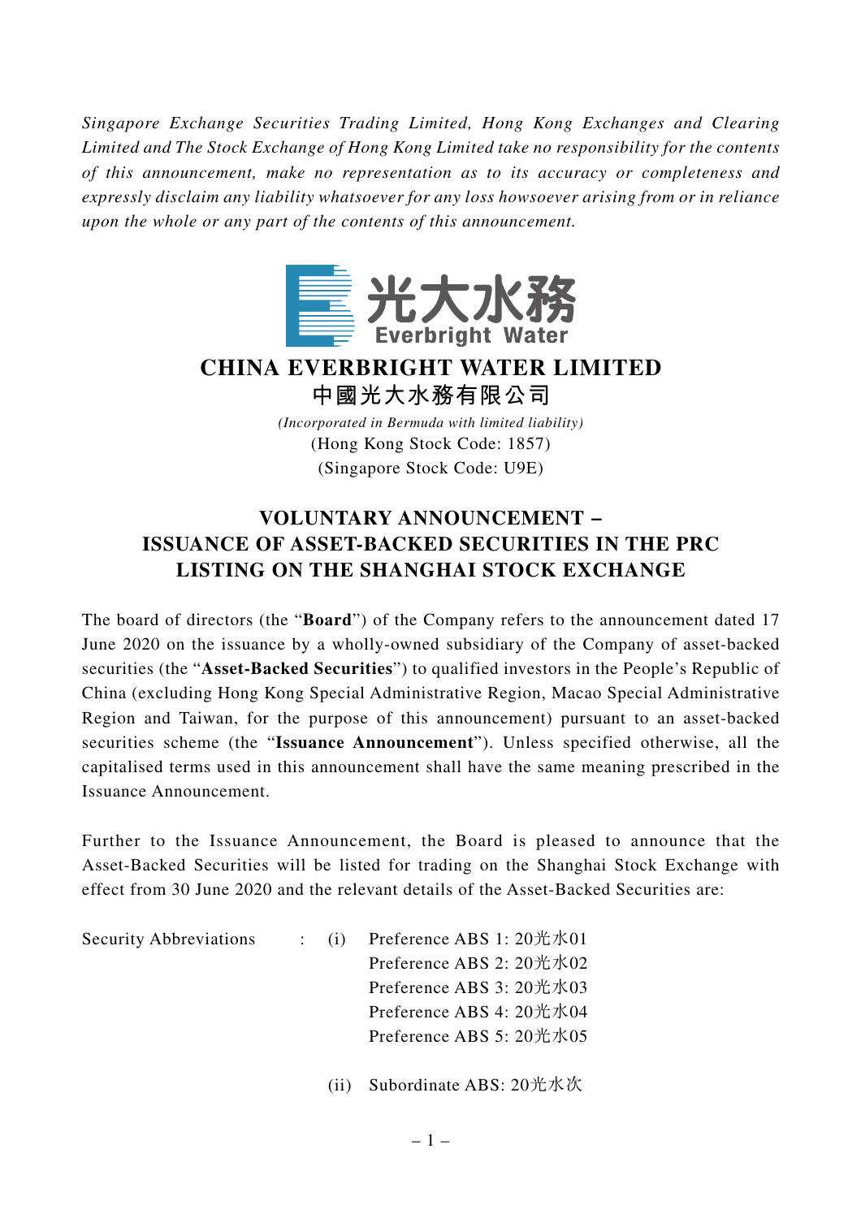*Singapore Exchange Securities Trading Limited, Hong Kong Exchanges and Clearing Limited and The Stock Exchange of Hong Kong Limited take no responsibility for the contents of this announcement, make no representation as to its accuracy or completeness and expressly disclaim any liability whatsoever for any loss howsoever arising from or in reliance upon the whole or any part of the contents of this announcement.*

光大水務
Everbright Water

# CHINA EVERBRIGHT WATER LIMITED
# 中國光大水務有限公司

*(Incorporated in Bermuda with limited liability)*
(Hong Kong Stock Code: 1857)
(Singapore Stock Code: U9E)

## VOLUNTARY ANNOUNCEMENT – ISSUANCE OF ASSET-BACKED SECURITIES IN THE PRC LISTING ON THE SHANGHAI STOCK EXCHANGE

The board of directors (the "**Board**") of the Company refers to the announcement dated 17 June 2020 on the issuance by a wholly-owned subsidiary of the Company of asset-backed securities (the "**Asset-Backed Securities**") to qualified investors in the People's Republic of China (excluding Hong Kong Special Administrative Region, Macao Special Administrative Region and Taiwan, for the purpose of this announcement) pursuant to an asset-backed securities scheme (the "**Issuance Announcement**"). Unless specified otherwise, all the capitalised terms used in this announcement shall have the same meaning prescribed in the Issuance Announcement.

Further to the Issuance Announcement, the Board is pleased to announce that the Asset-Backed Securities will be listed for trading on the Shanghai Stock Exchange with effect from 30 June 2020 and the relevant details of the Asset-Backed Securities are:

Security Abbreviations : (i) Preference ABS 1: 20光水01
Preference ABS 2: 20光水02
Preference ABS 3: 20光水03
Preference ABS 4: 20光水04
Preference ABS 5: 20光水05

(ii) Subordinate ABS: 20光水次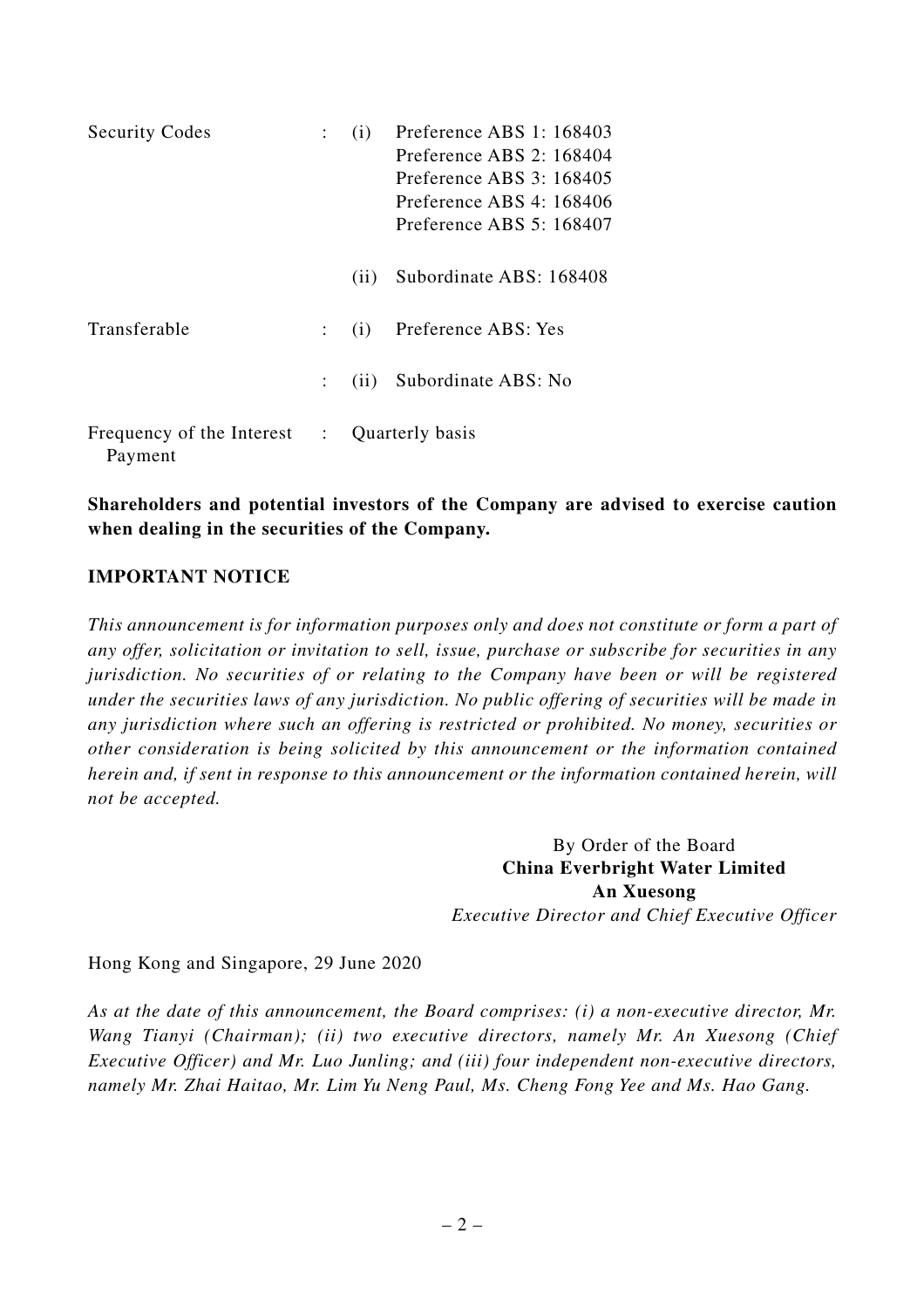| | | | |
|---|---|---|---|
| Security Codes | : | (i) | Preference ABS 1: 168403<br>Preference ABS 2: 168404<br>Preference ABS 3: 168405<br>Preference ABS 4: 168406<br>Preference ABS 5: 168407 |
| | | (ii) | Subordinate ABS: 168408 |
| Transferable | : | (i) | Preference ABS: Yes |
| | : | (ii) | Subordinate ABS: No |
| Frequency of the Interest Payment | : | Quarterly basis | |

**Shareholders and potential investors of the Company are advised to exercise caution when dealing in the securities of the Company.**

**IMPORTANT NOTICE**

*This announcement is for information purposes only and does not constitute or form a part of any offer, solicitation or invitation to sell, issue, purchase or subscribe for securities in any jurisdiction. No securities of or relating to the Company have been or will be registered under the securities laws of any jurisdiction. No public offering of securities will be made in any jurisdiction where such an offering is restricted or prohibited. No money, securities or other consideration is being solicited by this announcement or the information contained herein and, if sent in response to this announcement or the information contained herein, will not be accepted.*

By Order of the Board
**China Everbright Water Limited**
**An Xuesong**
*Executive Director and Chief Executive Officer*

Hong Kong and Singapore, 29 June 2020

*As at the date of this announcement, the Board comprises: (i) a non-executive director, Mr. Wang Tianyi (Chairman); (ii) two executive directors, namely Mr. An Xuesong (Chief Executive Officer) and Mr. Luo Junling; and (iii) four independent non-executive directors, namely Mr. Zhai Haitao, Mr. Lim Yu Neng Paul, Ms. Cheng Fong Yee and Ms. Hao Gang.*